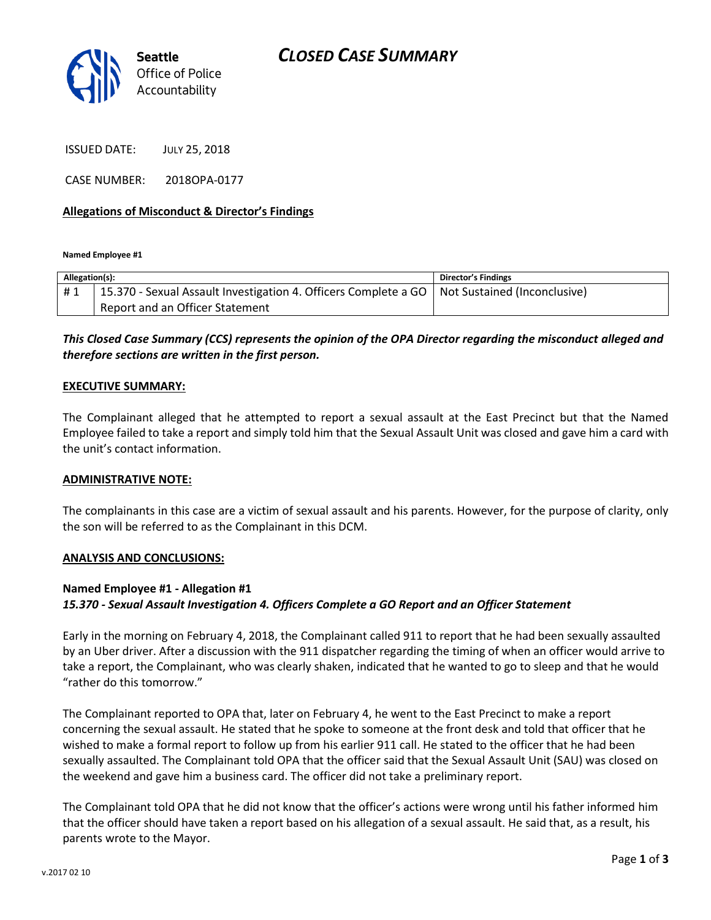Seattle Office of Police Accountability

# CLOSED CASE SUMMARY

ISSUED DATE: JULY 25, 2018

CASE NUMBER: 2018OPA-0177

## Allegations of Misconduct & Director's Findings

**Named Employee #1**

| Allegation(s): | | Director's Findings |
|---|---|---|
| # 1 | 15.370 - Sexual Assault Investigation 4. Officers Complete a GO Report and an Officer Statement | Not Sustained (Inconclusive) |

***This Closed Case Summary (CCS) represents the opinion of the OPA Director regarding the misconduct alleged and therefore sections are written in the first person.***

## EXECUTIVE SUMMARY:

The Complainant alleged that he attempted to report a sexual assault at the East Precinct but that the Named Employee failed to take a report and simply told him that the Sexual Assault Unit was closed and gave him a card with the unit's contact information.

## ADMINISTRATIVE NOTE:

The complainants in this case are a victim of sexual assault and his parents. However, for the purpose of clarity, only the son will be referred to as the Complainant in this DCM.

## ANALYSIS AND CONCLUSIONS:

**Named Employee #1 - Allegation #1**
***15.370 - Sexual Assault Investigation 4. Officers Complete a GO Report and an Officer Statement***

Early in the morning on February 4, 2018, the Complainant called 911 to report that he had been sexually assaulted by an Uber driver. After a discussion with the 911 dispatcher regarding the timing of when an officer would arrive to take a report, the Complainant, who was clearly shaken, indicated that he wanted to go to sleep and that he would "rather do this tomorrow."

The Complainant reported to OPA that, later on February 4, he went to the East Precinct to make a report concerning the sexual assault. He stated that he spoke to someone at the front desk and told that officer that he wished to make a formal report to follow up from his earlier 911 call. He stated to the officer that he had been sexually assaulted. The Complainant told OPA that the officer said that the Sexual Assault Unit (SAU) was closed on the weekend and gave him a business card. The officer did not take a preliminary report.

The Complainant told OPA that he did not know that the officer's actions were wrong until his father informed him that the officer should have taken a report based on his allegation of a sexual assault. He said that, as a result, his parents wrote to the Mayor.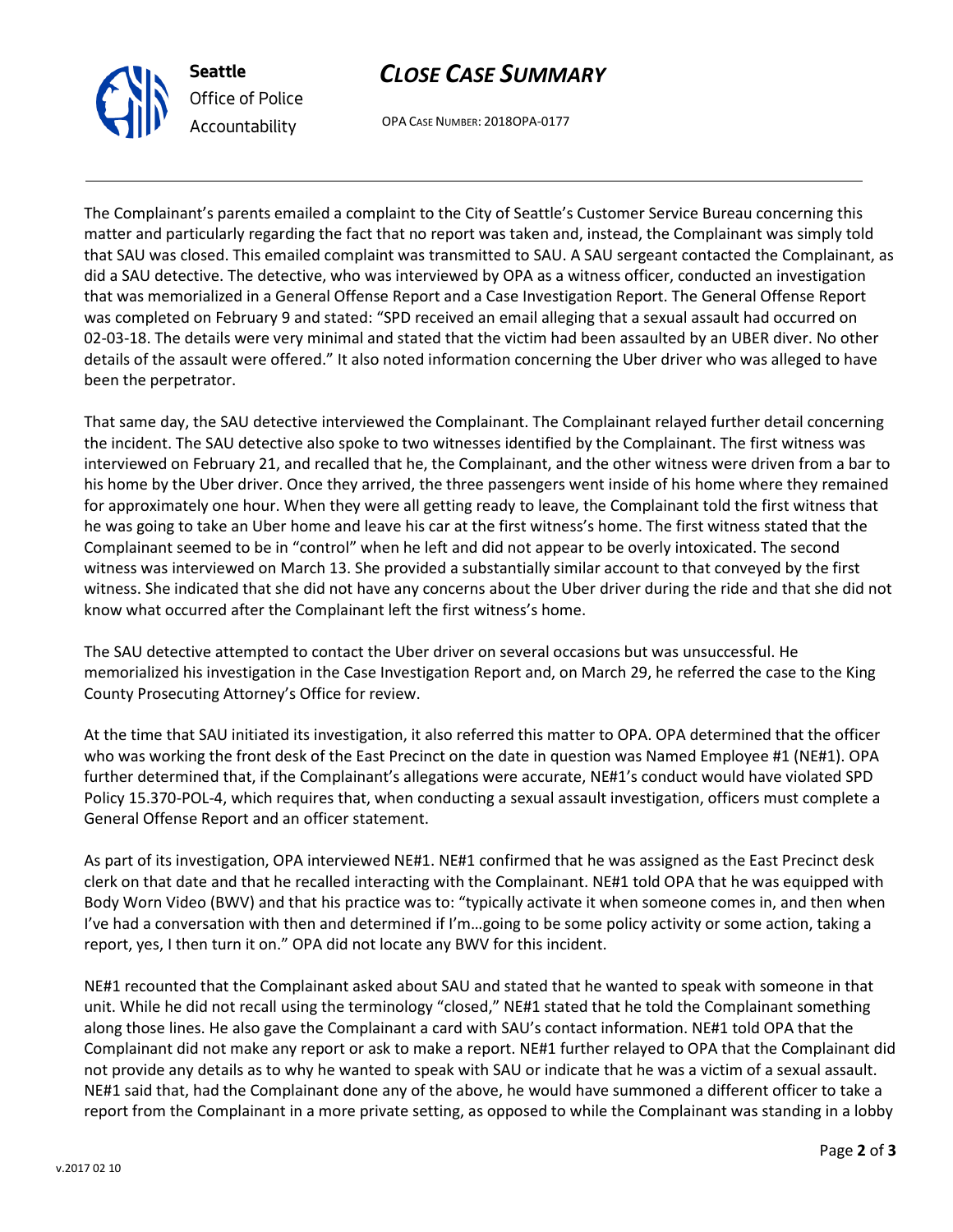The Complainant's parents emailed a complaint to the City of Seattle's Customer Service Bureau concerning this matter and particularly regarding the fact that no report was taken and, instead, the Complainant was simply told that SAU was closed. This emailed complaint was transmitted to SAU. A SAU sergeant contacted the Complainant, as did a SAU detective. The detective, who was interviewed by OPA as a witness officer, conducted an investigation that was memorialized in a General Offense Report and a Case Investigation Report. The General Offense Report was completed on February 9 and stated: "SPD received an email alleging that a sexual assault had occurred on 02-03-18. The details were very minimal and stated that the victim had been assaulted by an UBER diver. No other details of the assault were offered." It also noted information concerning the Uber driver who was alleged to have been the perpetrator.

That same day, the SAU detective interviewed the Complainant. The Complainant relayed further detail concerning the incident. The SAU detective also spoke to two witnesses identified by the Complainant. The first witness was interviewed on February 21, and recalled that he, the Complainant, and the other witness were driven from a bar to his home by the Uber driver. Once they arrived, the three passengers went inside of his home where they remained for approximately one hour. When they were all getting ready to leave, the Complainant told the first witness that he was going to take an Uber home and leave his car at the first witness's home. The first witness stated that the Complainant seemed to be in "control" when he left and did not appear to be overly intoxicated. The second witness was interviewed on March 13. She provided a substantially similar account to that conveyed by the first witness. She indicated that she did not have any concerns about the Uber driver during the ride and that she did not know what occurred after the Complainant left the first witness's home.

The SAU detective attempted to contact the Uber driver on several occasions but was unsuccessful. He memorialized his investigation in the Case Investigation Report and, on March 29, he referred the case to the King County Prosecuting Attorney's Office for review.

At the time that SAU initiated its investigation, it also referred this matter to OPA. OPA determined that the officer who was working the front desk of the East Precinct on the date in question was Named Employee #1 (NE#1). OPA further determined that, if the Complainant's allegations were accurate, NE#1's conduct would have violated SPD Policy 15.370-POL-4, which requires that, when conducting a sexual assault investigation, officers must complete a General Offense Report and an officer statement.

As part of its investigation, OPA interviewed NE#1. NE#1 confirmed that he was assigned as the East Precinct desk clerk on that date and that he recalled interacting with the Complainant. NE#1 told OPA that he was equipped with Body Worn Video (BWV) and that his practice was to: "typically activate it when someone comes in, and then when I've had a conversation with then and determined if I'm…going to be some policy activity or some action, taking a report, yes, I then turn it on." OPA did not locate any BWV for this incident.

NE#1 recounted that the Complainant asked about SAU and stated that he wanted to speak with someone in that unit. While he did not recall using the terminology "closed," NE#1 stated that he told the Complainant something along those lines. He also gave the Complainant a card with SAU's contact information. NE#1 told OPA that the Complainant did not make any report or ask to make a report. NE#1 further relayed to OPA that the Complainant did not provide any details as to why he wanted to speak with SAU or indicate that he was a victim of a sexual assault. NE#1 said that, had the Complainant done any of the above, he would have summoned a different officer to take a report from the Complainant in a more private setting, as opposed to while the Complainant was standing in a lobby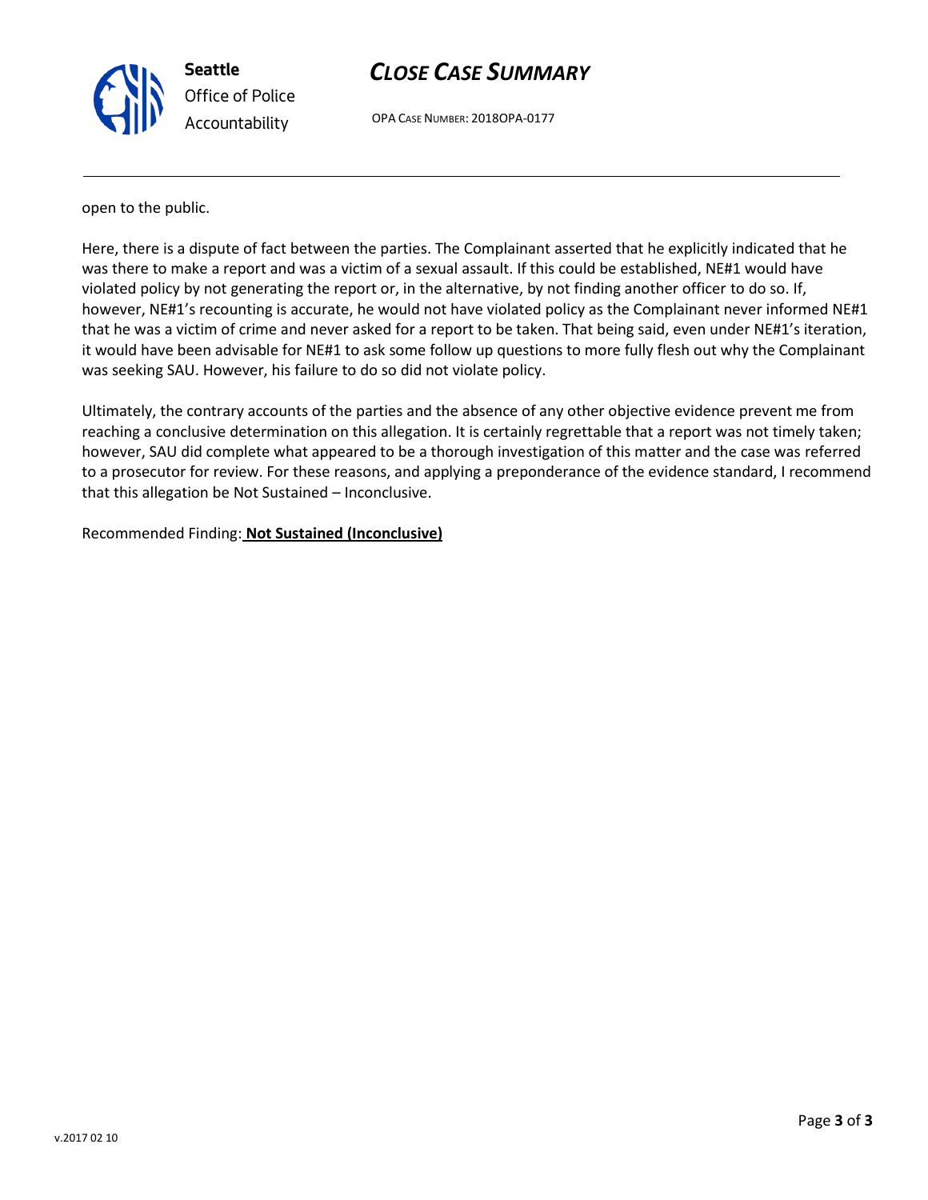open to the public.

Here, there is a dispute of fact between the parties. The Complainant asserted that he explicitly indicated that he was there to make a report and was a victim of a sexual assault. If this could be established, NE#1 would have violated policy by not generating the report or, in the alternative, by not finding another officer to do so. If, however, NE#1's recounting is accurate, he would not have violated policy as the Complainant never informed NE#1 that he was a victim of crime and never asked for a report to be taken. That being said, even under NE#1's iteration, it would have been advisable for NE#1 to ask some follow up questions to more fully flesh out why the Complainant was seeking SAU. However, his failure to do so did not violate policy.

Ultimately, the contrary accounts of the parties and the absence of any other objective evidence prevent me from reaching a conclusive determination on this allegation. It is certainly regrettable that a report was not timely taken; however, SAU did complete what appeared to be a thorough investigation of this matter and the case was referred to a prosecutor for review. For these reasons, and applying a preponderance of the evidence standard, I recommend that this allegation be Not Sustained – Inconclusive.

Recommended Finding: **Not Sustained (Inconclusive)**